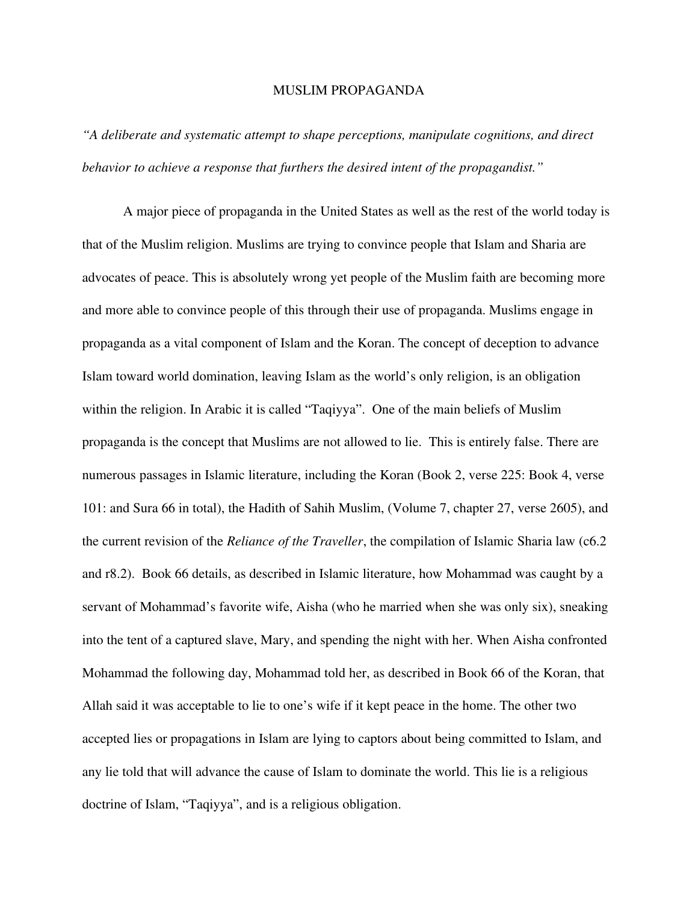# MUSLIM PROPAGANDA

*"A deliberate and systematic attempt to shape perceptions, manipulate cognitions, and direct behavior to achieve a response that furthers the desired intent of the propagandist."*

A major piece of propaganda in the United States as well as the rest of the world today is that of the Muslim religion. Muslims are trying to convince people that Islam and Sharia are advocates of peace. This is absolutely wrong yet people of the Muslim faith are becoming more and more able to convince people of this through their use of propaganda. Muslims engage in propaganda as a vital component of Islam and the Koran. The concept of deception to advance Islam toward world domination, leaving Islam as the world's only religion, is an obligation within the religion. In Arabic it is called "Taqiyya". One of the main beliefs of Muslim propaganda is the concept that Muslims are not allowed to lie. This is entirely false. There are numerous passages in Islamic literature, including the Koran (Book 2, verse 225: Book 4, verse 101: and Sura 66 in total), the Hadith of Sahih Muslim, (Volume 7, chapter 27, verse 2605), and the current revision of the *Reliance of the Traveller*, the compilation of Islamic Sharia law (c6.2 and r8.2). Book 66 details, as described in Islamic literature, how Mohammad was caught by a servant of Mohammad's favorite wife, Aisha (who he married when she was only six), sneaking into the tent of a captured slave, Mary, and spending the night with her. When Aisha confronted Mohammad the following day, Mohammad told her, as described in Book 66 of the Koran, that Allah said it was acceptable to lie to one's wife if it kept peace in the home. The other two accepted lies or propagations in Islam are lying to captors about being committed to Islam, and any lie told that will advance the cause of Islam to dominate the world. This lie is a religious doctrine of Islam, "Taqiyya", and is a religious obligation.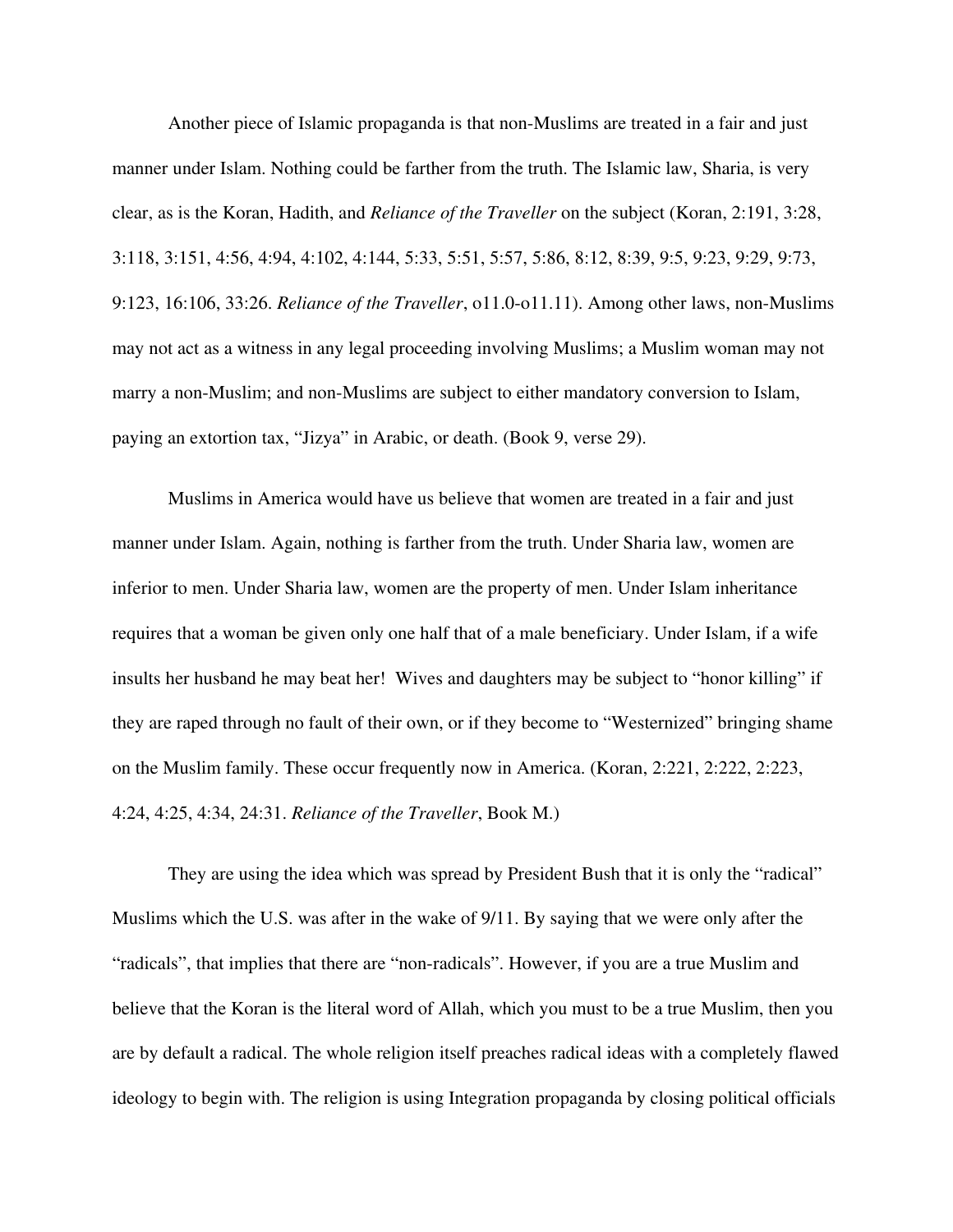Another piece of Islamic propaganda is that non-Muslims are treated in a fair and just manner under Islam. Nothing could be farther from the truth. The Islamic law, Sharia, is very clear, as is the Koran, Hadith, and *Reliance of the Traveller* on the subject (Koran, 2:191, 3:28, 3:118, 3:151, 4:56, 4:94, 4:102, 4:144, 5:33, 5:51, 5:57, 5:86, 8:12, 8:39, 9:5, 9:23, 9:29, 9:73, 9:123, 16:106, 33:26. *Reliance of the Traveller*, o11.0-o11.11). Among other laws, non-Muslims may not act as a witness in any legal proceeding involving Muslims; a Muslim woman may not marry a non-Muslim; and non-Muslims are subject to either mandatory conversion to Islam, paying an extortion tax, "Jizya" in Arabic, or death. (Book 9, verse 29).

Muslims in America would have us believe that women are treated in a fair and just manner under Islam. Again, nothing is farther from the truth. Under Sharia law, women are inferior to men. Under Sharia law, women are the property of men. Under Islam inheritance requires that a woman be given only one half that of a male beneficiary. Under Islam, if a wife insults her husband he may beat her! Wives and daughters may be subject to "honor killing" if they are raped through no fault of their own, or if they become to "Westernized" bringing shame on the Muslim family. These occur frequently now in America. (Koran, 2:221, 2:222, 2:223, 4:24, 4:25, 4:34, 24:31. *Reliance of the Traveller*, Book M.)

They are using the idea which was spread by President Bush that it is only the "radical" Muslims which the U.S. was after in the wake of 9/11. By saying that we were only after the "radicals", that implies that there are "non-radicals". However, if you are a true Muslim and believe that the Koran is the literal word of Allah, which you must to be a true Muslim, then you are by default a radical. The whole religion itself preaches radical ideas with a completely flawed ideology to begin with. The religion is using Integration propaganda by closing political officials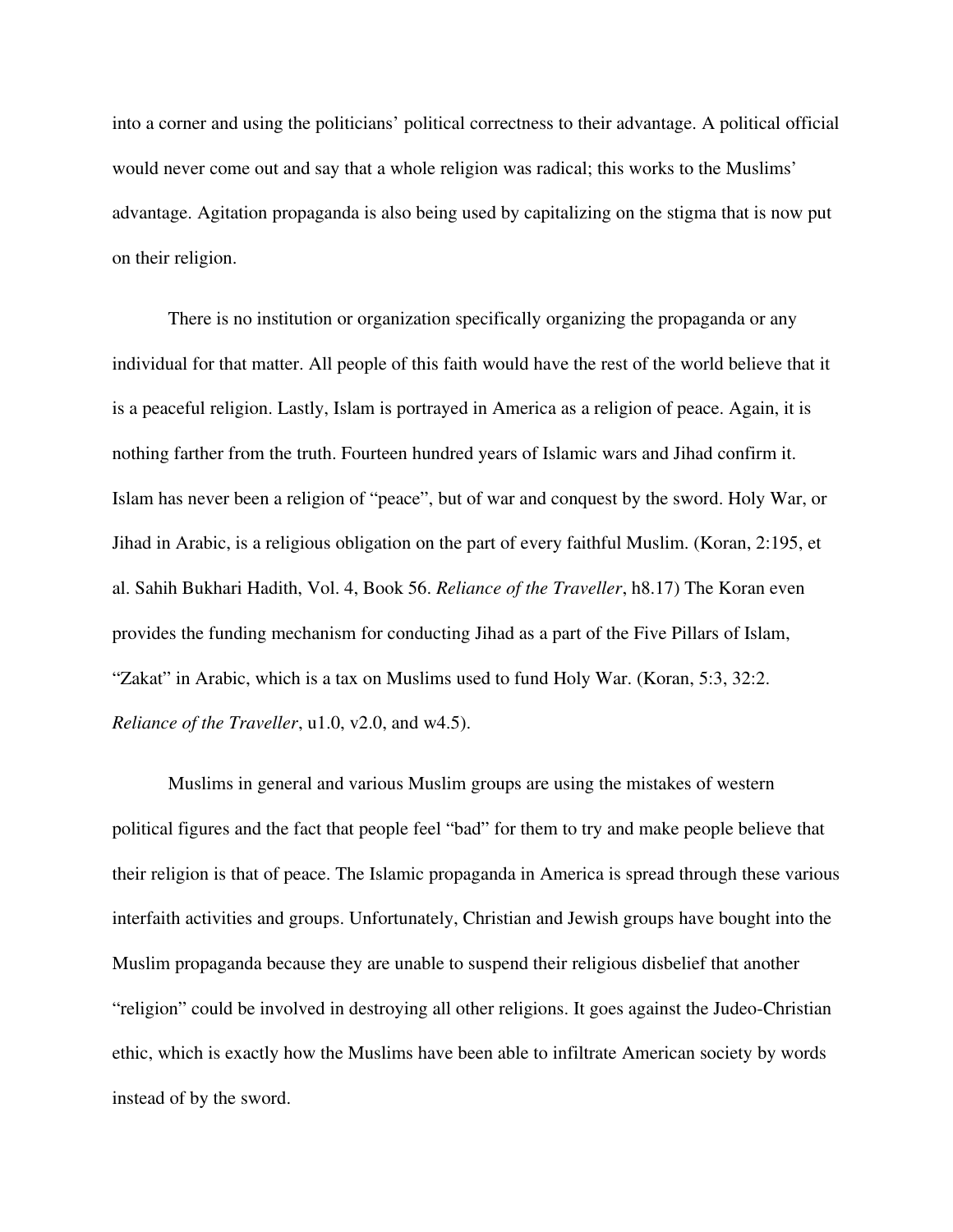into a corner and using the politicians' political correctness to their advantage. A political official would never come out and say that a whole religion was radical; this works to the Muslims' advantage. Agitation propaganda is also being used by capitalizing on the stigma that is now put on their religion.

There is no institution or organization specifically organizing the propaganda or any individual for that matter. All people of this faith would have the rest of the world believe that it is a peaceful religion. Lastly, Islam is portrayed in America as a religion of peace. Again, it is nothing farther from the truth. Fourteen hundred years of Islamic wars and Jihad confirm it. Islam has never been a religion of "peace", but of war and conquest by the sword. Holy War, or Jihad in Arabic, is a religious obligation on the part of every faithful Muslim. (Koran, 2:195, et al. Sahih Bukhari Hadith, Vol. 4, Book 56. *Reliance of the Traveller*, h8.17) The Koran even provides the funding mechanism for conducting Jihad as a part of the Five Pillars of Islam, "Zakat" in Arabic, which is a tax on Muslims used to fund Holy War. (Koran, 5:3, 32:2. *Reliance of the Traveller*, u1.0, v2.0, and w4.5).

Muslims in general and various Muslim groups are using the mistakes of western political figures and the fact that people feel "bad" for them to try and make people believe that their religion is that of peace. The Islamic propaganda in America is spread through these various interfaith activities and groups. Unfortunately, Christian and Jewish groups have bought into the Muslim propaganda because they are unable to suspend their religious disbelief that another "religion" could be involved in destroying all other religions. It goes against the Judeo-Christian ethic, which is exactly how the Muslims have been able to infiltrate American society by words instead of by the sword.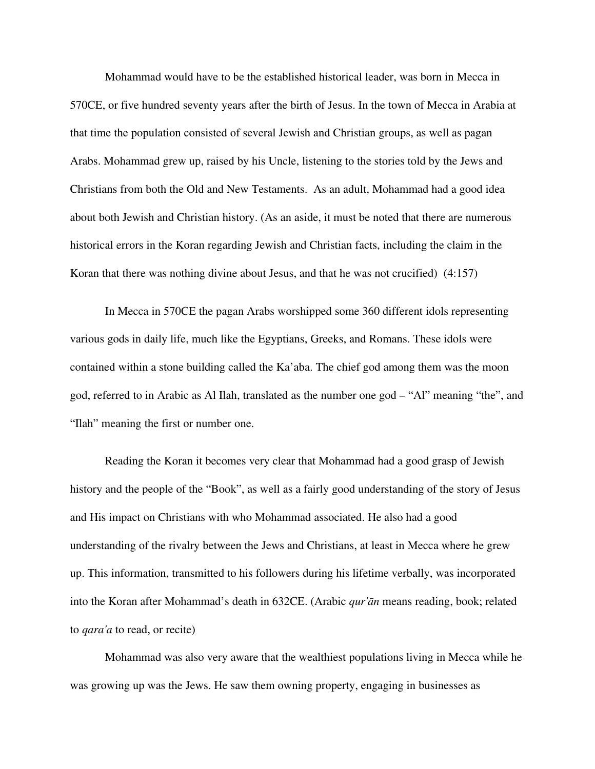Mohammad would have to be the established historical leader, was born in Mecca in 570CE, or five hundred seventy years after the birth of Jesus. In the town of Mecca in Arabia at that time the population consisted of several Jewish and Christian groups, as well as pagan Arabs. Mohammad grew up, raised by his Uncle, listening to the stories told by the Jews and Christians from both the Old and New Testaments. As an adult, Mohammad had a good idea about both Jewish and Christian history. (As an aside, it must be noted that there are numerous historical errors in the Koran regarding Jewish and Christian facts, including the claim in the Koran that there was nothing divine about Jesus, and that he was not crucified) (4:157)

In Mecca in 570CE the pagan Arabs worshipped some 360 different idols representing various gods in daily life, much like the Egyptians, Greeks, and Romans. These idols were contained within a stone building called the Ka'aba. The chief god among them was the moon god, referred to in Arabic as Al Ilah, translated as the number one god – "Al" meaning "the", and "Ilah" meaning the first or number one.

Reading the Koran it becomes very clear that Mohammad had a good grasp of Jewish history and the people of the "Book", as well as a fairly good understanding of the story of Jesus and His impact on Christians with who Mohammad associated. He also had a good understanding of the rivalry between the Jews and Christians, at least in Mecca where he grew up. This information, transmitted to his followers during his lifetime verbally, was incorporated into the Koran after Mohammad's death in 632CE. (Arabic *qur'ān* means reading, book; related to *qara'a* to read, or recite)

Mohammad was also very aware that the wealthiest populations living in Mecca while he was growing up was the Jews. He saw them owning property, engaging in businesses as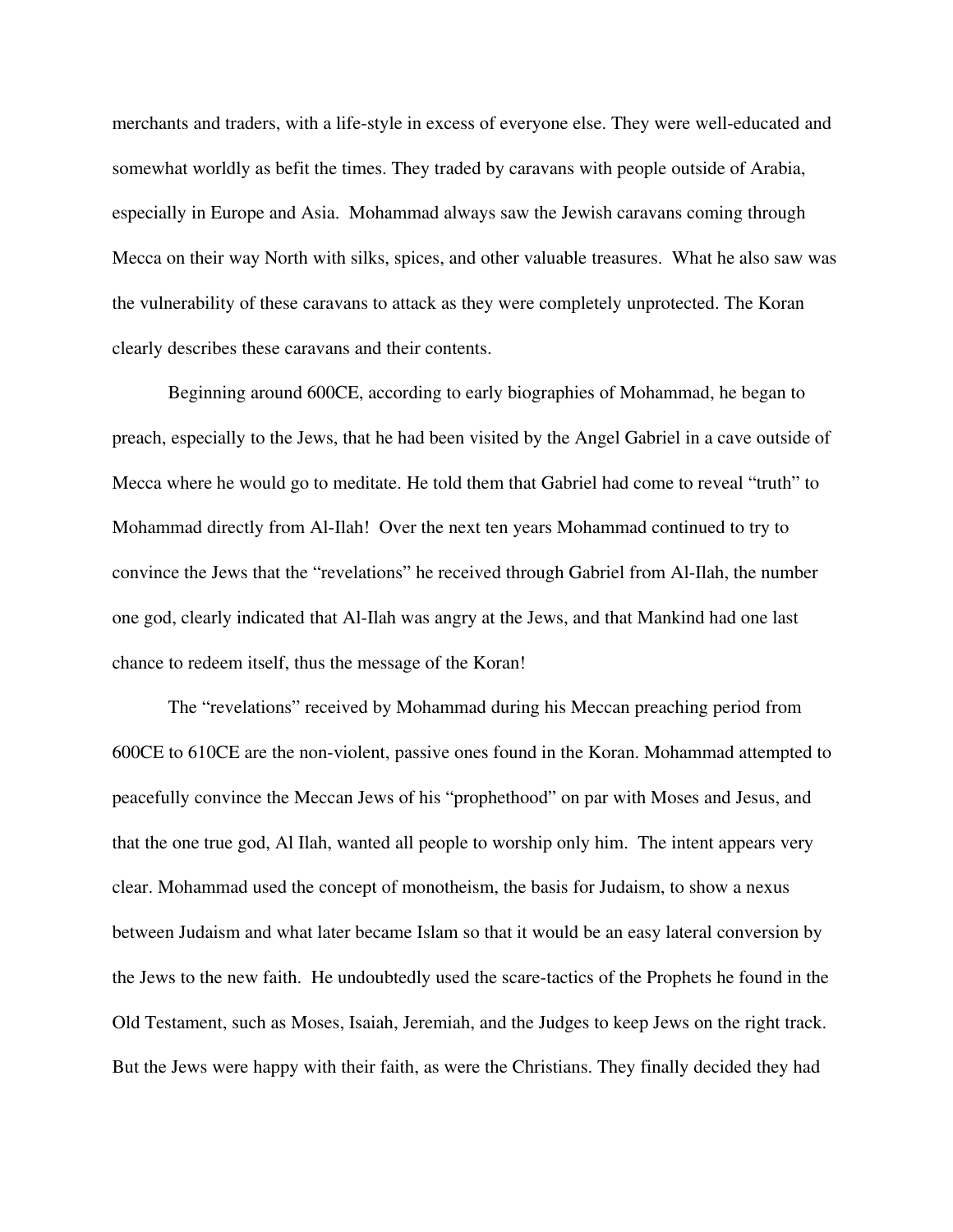merchants and traders, with a life-style in excess of everyone else. They were well-educated and somewhat worldly as befit the times. They traded by caravans with people outside of Arabia, especially in Europe and Asia. Mohammad always saw the Jewish caravans coming through Mecca on their way North with silks, spices, and other valuable treasures. What he also saw was the vulnerability of these caravans to attack as they were completely unprotected. The Koran clearly describes these caravans and their contents.

Beginning around 600CE, according to early biographies of Mohammad, he began to preach, especially to the Jews, that he had been visited by the Angel Gabriel in a cave outside of Mecca where he would go to meditate. He told them that Gabriel had come to reveal "truth" to Mohammad directly from Al-Ilah! Over the next ten years Mohammad continued to try to convince the Jews that the "revelations" he received through Gabriel from Al-Ilah, the number one god, clearly indicated that Al-Ilah was angry at the Jews, and that Mankind had one last chance to redeem itself, thus the message of the Koran!

The "revelations" received by Mohammad during his Meccan preaching period from 600CE to 610CE are the non-violent, passive ones found in the Koran. Mohammad attempted to peacefully convince the Meccan Jews of his "prophethood" on par with Moses and Jesus, and that the one true god, Al Ilah, wanted all people to worship only him. The intent appears very clear. Mohammad used the concept of monotheism, the basis for Judaism, to show a nexus between Judaism and what later became Islam so that it would be an easy lateral conversion by the Jews to the new faith. He undoubtedly used the scare-tactics of the Prophets he found in the Old Testament, such as Moses, Isaiah, Jeremiah, and the Judges to keep Jews on the right track. But the Jews were happy with their faith, as were the Christians. They finally decided they had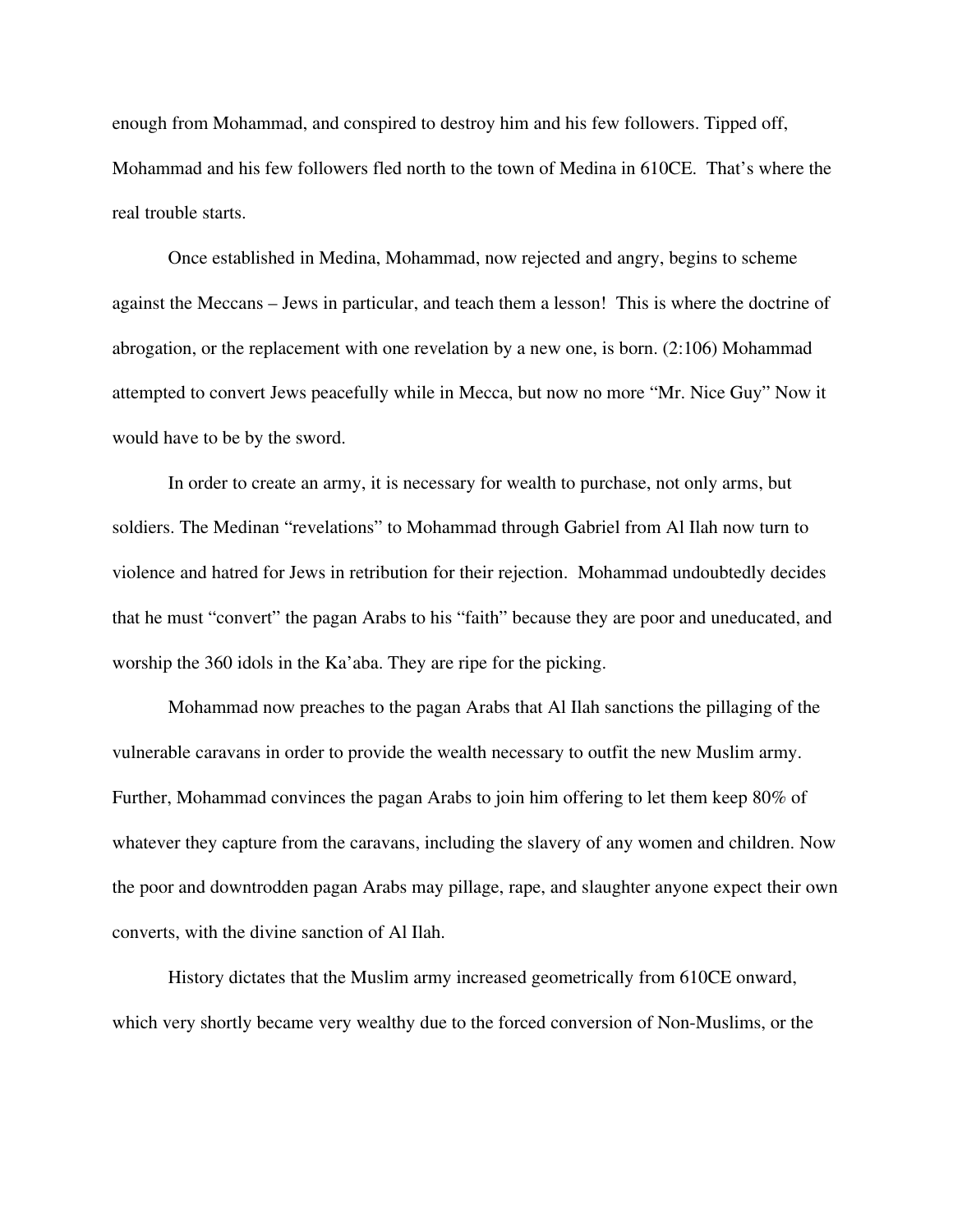enough from Mohammad, and conspired to destroy him and his few followers. Tipped off, Mohammad and his few followers fled north to the town of Medina in 610CE. That's where the real trouble starts.

Once established in Medina, Mohammad, now rejected and angry, begins to scheme against the Meccans – Jews in particular, and teach them a lesson! This is where the doctrine of abrogation, or the replacement with one revelation by a new one, is born. (2:106) Mohammad attempted to convert Jews peacefully while in Mecca, but now no more "Mr. Nice Guy" Now it would have to be by the sword.

In order to create an army, it is necessary for wealth to purchase, not only arms, but soldiers. The Medinan "revelations" to Mohammad through Gabriel from Al Ilah now turn to violence and hatred for Jews in retribution for their rejection. Mohammad undoubtedly decides that he must "convert" the pagan Arabs to his "faith" because they are poor and uneducated, and worship the 360 idols in the Ka'aba. They are ripe for the picking.

Mohammad now preaches to the pagan Arabs that Al Ilah sanctions the pillaging of the vulnerable caravans in order to provide the wealth necessary to outfit the new Muslim army. Further, Mohammad convinces the pagan Arabs to join him offering to let them keep 80% of whatever they capture from the caravans, including the slavery of any women and children. Now the poor and downtrodden pagan Arabs may pillage, rape, and slaughter anyone expect their own converts, with the divine sanction of Al Ilah.

History dictates that the Muslim army increased geometrically from 610CE onward, which very shortly became very wealthy due to the forced conversion of Non-Muslims, or the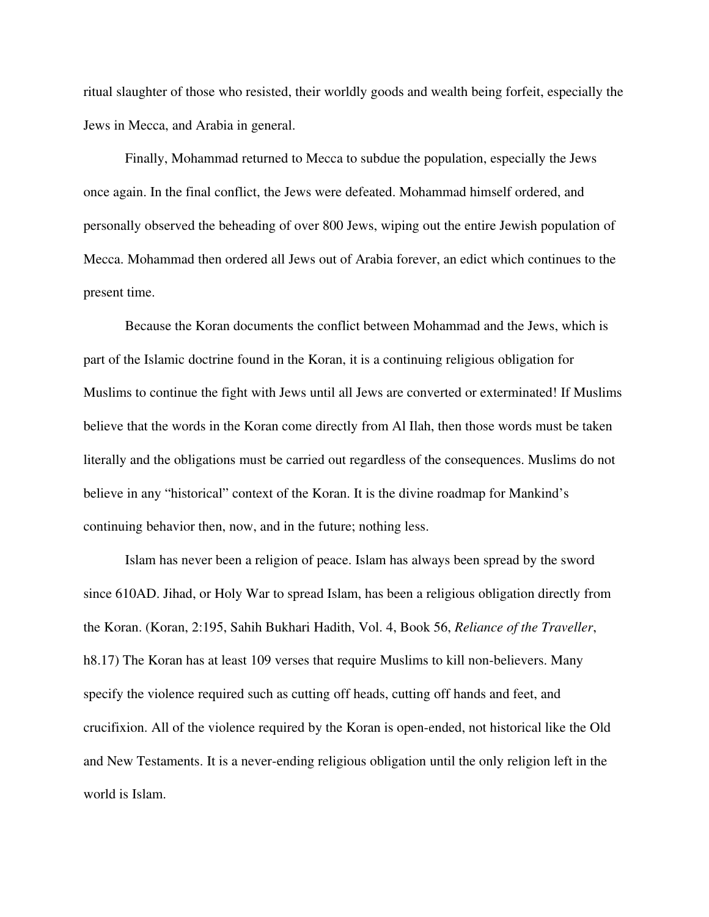ritual slaughter of those who resisted, their worldly goods and wealth being forfeit, especially the Jews in Mecca, and Arabia in general.

Finally, Mohammad returned to Mecca to subdue the population, especially the Jews once again. In the final conflict, the Jews were defeated. Mohammad himself ordered, and personally observed the beheading of over 800 Jews, wiping out the entire Jewish population of Mecca. Mohammad then ordered all Jews out of Arabia forever, an edict which continues to the present time.

Because the Koran documents the conflict between Mohammad and the Jews, which is part of the Islamic doctrine found in the Koran, it is a continuing religious obligation for Muslims to continue the fight with Jews until all Jews are converted or exterminated! If Muslims believe that the words in the Koran come directly from Al Ilah, then those words must be taken literally and the obligations must be carried out regardless of the consequences. Muslims do not believe in any "historical" context of the Koran. It is the divine roadmap for Mankind's continuing behavior then, now, and in the future; nothing less.

Islam has never been a religion of peace. Islam has always been spread by the sword since 610AD. Jihad, or Holy War to spread Islam, has been a religious obligation directly from the Koran. (Koran, 2:195, Sahih Bukhari Hadith, Vol. 4, Book 56, *Reliance of the Traveller*, h8.17) The Koran has at least 109 verses that require Muslims to kill non-believers. Many specify the violence required such as cutting off heads, cutting off hands and feet, and crucifixion. All of the violence required by the Koran is open-ended, not historical like the Old and New Testaments. It is a never-ending religious obligation until the only religion left in the world is Islam.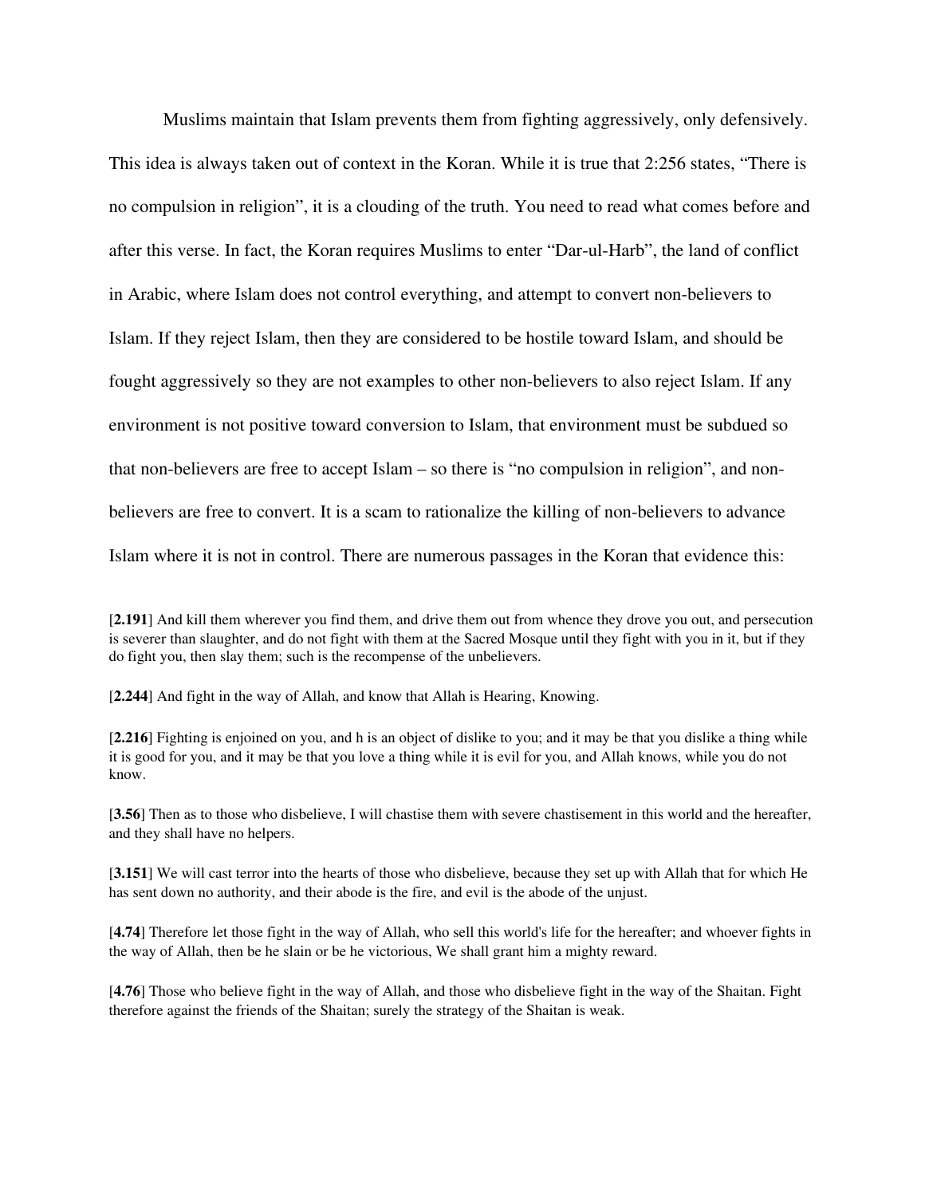Muslims maintain that Islam prevents them from fighting aggressively, only defensively. This idea is always taken out of context in the Koran. While it is true that 2:256 states, “There is no compulsion in religion”, it is a clouding of the truth. You need to read what comes before and after this verse. In fact, the Koran requires Muslims to enter “Dar-ul-Harb”, the land of conflict in Arabic, where Islam does not control everything, and attempt to convert non-believers to Islam. If they reject Islam, then they are considered to be hostile toward Islam, and should be fought aggressively so they are not examples to other non-believers to also reject Islam. If any environment is not positive toward conversion to Islam, that environment must be subdued so that non-believers are free to accept Islam – so there is “no compulsion in religion”, and non-believers are free to convert. It is a scam to rationalize the killing of non-believers to advance Islam where it is not in control. There are numerous passages in the Koran that evidence this:

[**2.191**] And kill them wherever you find them, and drive them out from whence they drove you out, and persecution is severer than slaughter, and do not fight with them at the Sacred Mosque until they fight with you in it, but if they do fight you, then slay them; such is the recompense of the unbelievers.

[**2.244**] And fight in the way of Allah, and know that Allah is Hearing, Knowing.

[**2.216**] Fighting is enjoined on you, and h is an object of dislike to you; and it may be that you dislike a thing while it is good for you, and it may be that you love a thing while it is evil for you, and Allah knows, while you do not know.

[**3.56**] Then as to those who disbelieve, I will chastise them with severe chastisement in this world and the hereafter, and they shall have no helpers.

[**3.151**] We will cast terror into the hearts of those who disbelieve, because they set up with Allah that for which He has sent down no authority, and their abode is the fire, and evil is the abode of the unjust.

[**4.74**] Therefore let those fight in the way of Allah, who sell this world's life for the hereafter; and whoever fights in the way of Allah, then be he slain or be he victorious, We shall grant him a mighty reward.

[**4.76**] Those who believe fight in the way of Allah, and those who disbelieve fight in the way of the Shaitan. Fight therefore against the friends of the Shaitan; surely the strategy of the Shaitan is weak.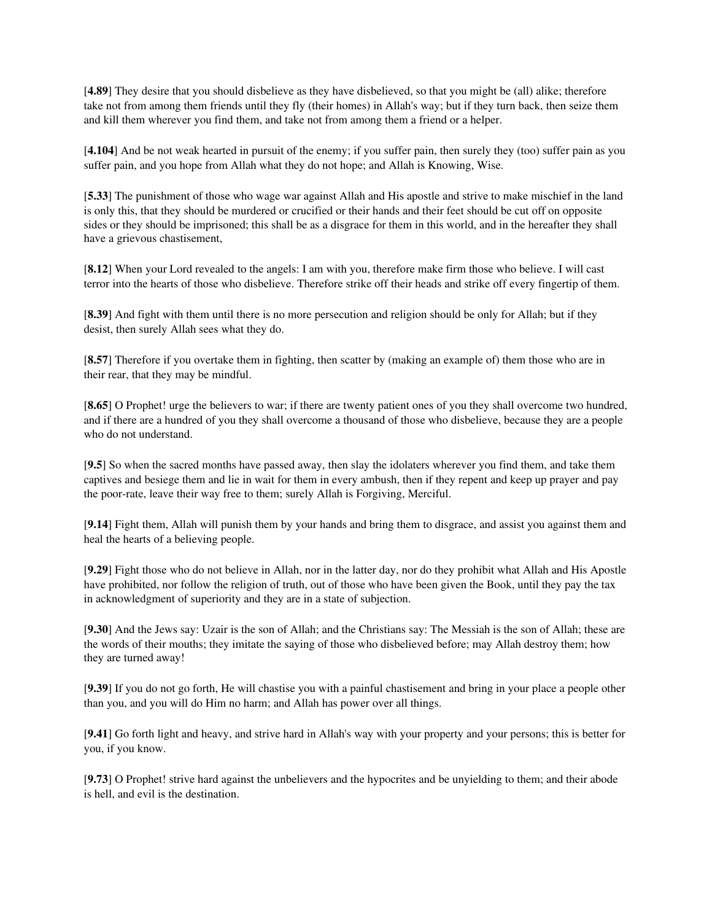[**4.89**] They desire that you should disbelieve as they have disbelieved, so that you might be (all) alike; therefore take not from among them friends until they fly (their homes) in Allah's way; but if they turn back, then seize them and kill them wherever you find them, and take not from among them a friend or a helper.

[**4.104**] And be not weak hearted in pursuit of the enemy; if you suffer pain, then surely they (too) suffer pain as you suffer pain, and you hope from Allah what they do not hope; and Allah is Knowing, Wise.

[**5.33**] The punishment of those who wage war against Allah and His apostle and strive to make mischief in the land is only this, that they should be murdered or crucified or their hands and their feet should be cut off on opposite sides or they should be imprisoned; this shall be as a disgrace for them in this world, and in the hereafter they shall have a grievous chastisement,

[**8.12**] When your Lord revealed to the angels: I am with you, therefore make firm those who believe. I will cast terror into the hearts of those who disbelieve. Therefore strike off their heads and strike off every fingertip of them.

[**8.39**] And fight with them until there is no more persecution and religion should be only for Allah; but if they desist, then surely Allah sees what they do.

[**8.57**] Therefore if you overtake them in fighting, then scatter by (making an example of) them those who are in their rear, that they may be mindful.

[**8.65**] O Prophet! urge the believers to war; if there are twenty patient ones of you they shall overcome two hundred, and if there are a hundred of you they shall overcome a thousand of those who disbelieve, because they are a people who do not understand.

[**9.5**] So when the sacred months have passed away, then slay the idolaters wherever you find them, and take them captives and besiege them and lie in wait for them in every ambush, then if they repent and keep up prayer and pay the poor-rate, leave their way free to them; surely Allah is Forgiving, Merciful.

[**9.14**] Fight them, Allah will punish them by your hands and bring them to disgrace, and assist you against them and heal the hearts of a believing people.

[**9.29**] Fight those who do not believe in Allah, nor in the latter day, nor do they prohibit what Allah and His Apostle have prohibited, nor follow the religion of truth, out of those who have been given the Book, until they pay the tax in acknowledgment of superiority and they are in a state of subjection.

[**9.30**] And the Jews say: Uzair is the son of Allah; and the Christians say: The Messiah is the son of Allah; these are the words of their mouths; they imitate the saying of those who disbelieved before; may Allah destroy them; how they are turned away!

[**9.39**] If you do not go forth, He will chastise you with a painful chastisement and bring in your place a people other than you, and you will do Him no harm; and Allah has power over all things.

[**9.41**] Go forth light and heavy, and strive hard in Allah's way with your property and your persons; this is better for you, if you know.

[**9.73**] O Prophet! strive hard against the unbelievers and the hypocrites and be unyielding to them; and their abode is hell, and evil is the destination.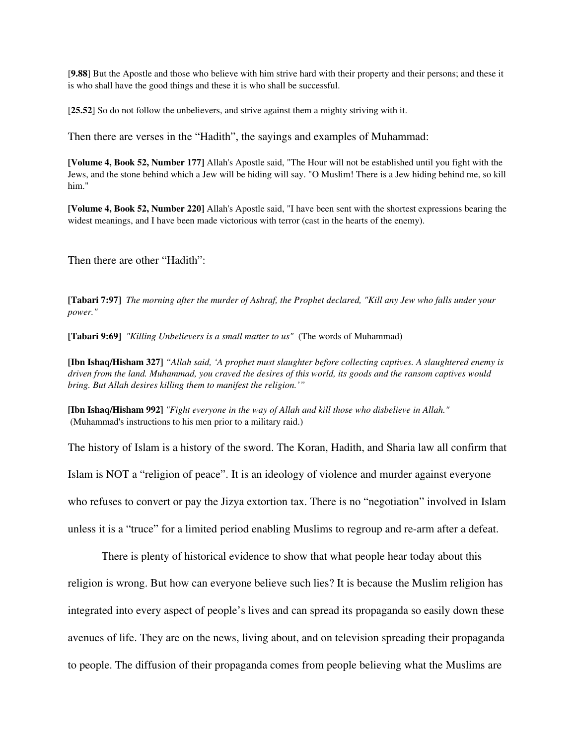[**9.88**] But the Apostle and those who believe with him strive hard with their property and their persons; and these it is who shall have the good things and these it is who shall be successful.

[**25.52**] So do not follow the unbelievers, and strive against them a mighty striving with it.

Then there are verses in the "Hadith", the sayings and examples of Muhammad:

**[Volume 4, Book 52, Number 177]** Allah's Apostle said, "The Hour will not be established until you fight with the Jews, and the stone behind which a Jew will be hiding will say. "O Muslim! There is a Jew hiding behind me, so kill him."

**[Volume 4, Book 52, Number 220]** Allah's Apostle said, "I have been sent with the shortest expressions bearing the widest meanings, and I have been made victorious with terror (cast in the hearts of the enemy).

Then there are other "Hadith":

**[Tabari 7:97]** *The morning after the murder of Ashraf, the Prophet declared, "Kill any Jew who falls under your power."*

**[Tabari 9:69]** *"Killing Unbelievers is a small matter to us"* (The words of Muhammad)

**[Ibn Ishaq/Hisham 327]** *"Allah said, 'A prophet must slaughter before collecting captives. A slaughtered enemy is driven from the land. Muhammad, you craved the desires of this world, its goods and the ransom captives would bring. But Allah desires killing them to manifest the religion.'"*

**[Ibn Ishaq/Hisham 992]** *"Fight everyone in the way of Allah and kill those who disbelieve in Allah."* (Muhammad's instructions to his men prior to a military raid.)

The history of Islam is a history of the sword. The Koran, Hadith, and Sharia law all confirm that Islam is NOT a "religion of peace". It is an ideology of violence and murder against everyone who refuses to convert or pay the Jizya extortion tax. There is no "negotiation" involved in Islam unless it is a "truce" for a limited period enabling Muslims to regroup and re-arm after a defeat.

There is plenty of historical evidence to show that what people hear today about this religion is wrong. But how can everyone believe such lies? It is because the Muslim religion has integrated into every aspect of people's lives and can spread its propaganda so easily down these avenues of life. They are on the news, living about, and on television spreading their propaganda to people. The diffusion of their propaganda comes from people believing what the Muslims are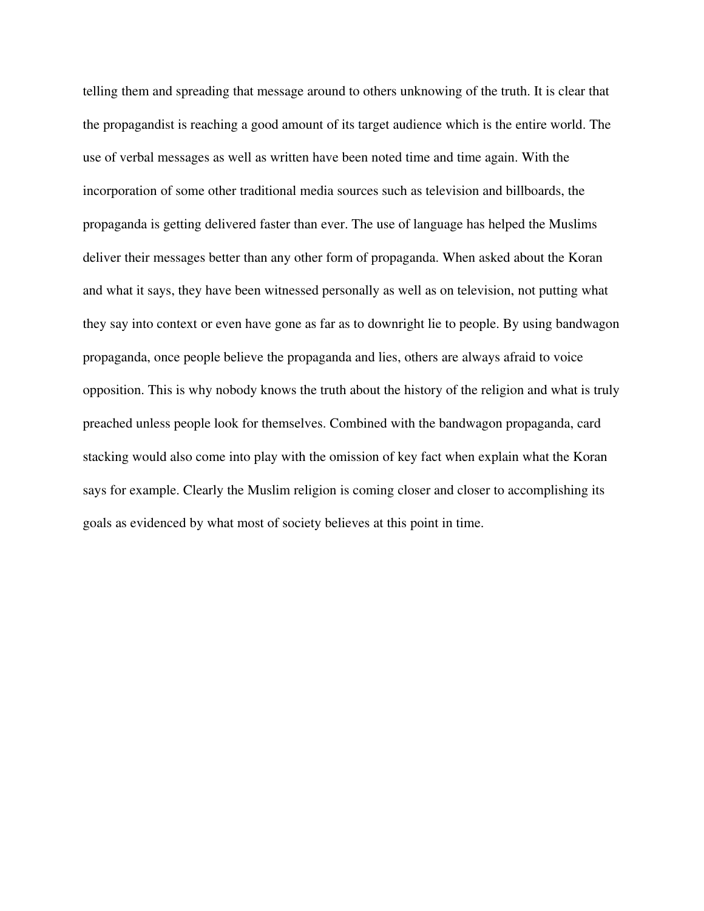telling them and spreading that message around to others unknowing of the truth. It is clear that the propagandist is reaching a good amount of its target audience which is the entire world. The use of verbal messages as well as written have been noted time and time again. With the incorporation of some other traditional media sources such as television and billboards, the propaganda is getting delivered faster than ever. The use of language has helped the Muslims deliver their messages better than any other form of propaganda. When asked about the Koran and what it says, they have been witnessed personally as well as on television, not putting what they say into context or even have gone as far as to downright lie to people. By using bandwagon propaganda, once people believe the propaganda and lies, others are always afraid to voice opposition. This is why nobody knows the truth about the history of the religion and what is truly preached unless people look for themselves. Combined with the bandwagon propaganda, card stacking would also come into play with the omission of key fact when explain what the Koran says for example. Clearly the Muslim religion is coming closer and closer to accomplishing its goals as evidenced by what most of society believes at this point in time.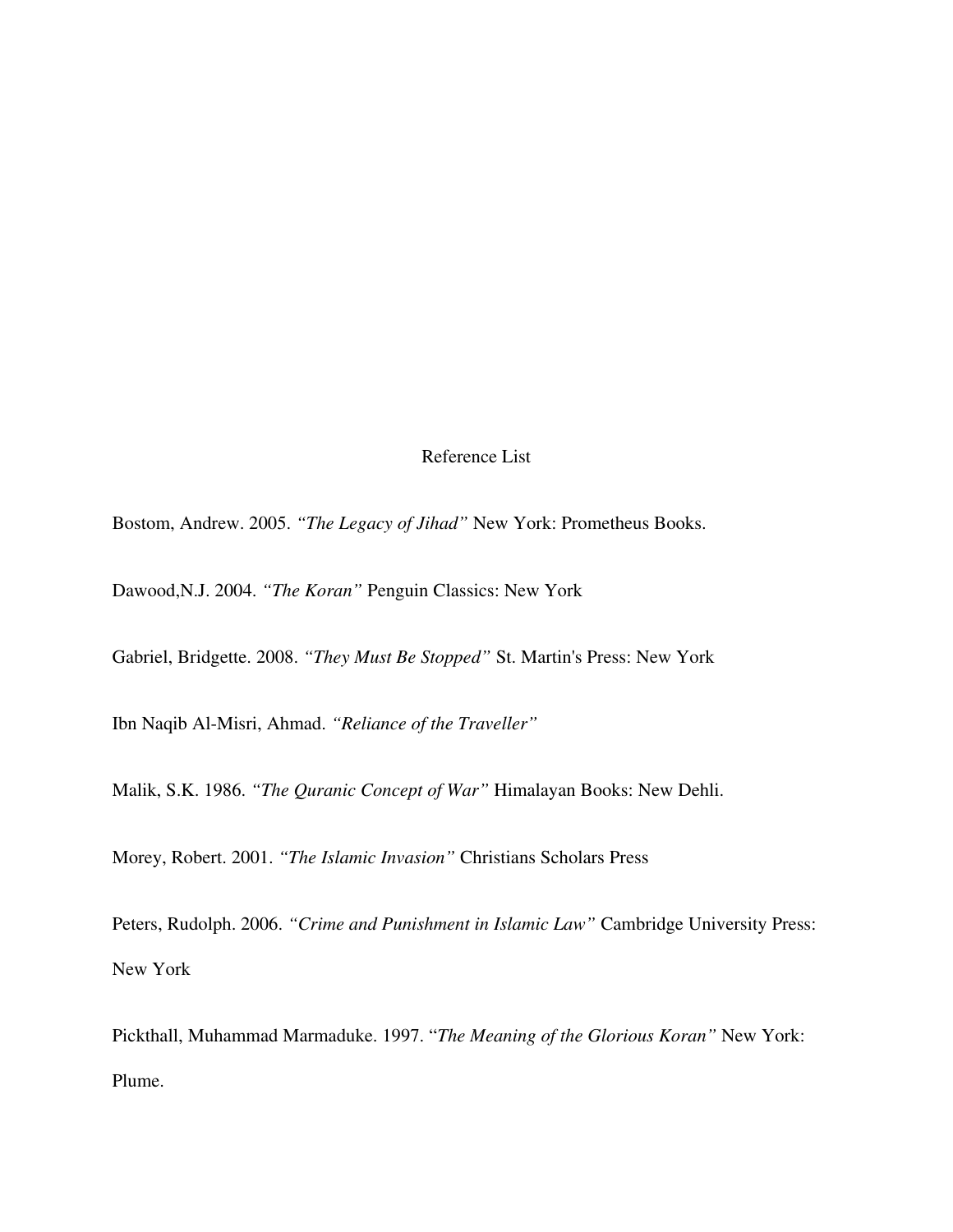# Reference List

Bostom, Andrew. 2005. *"The Legacy of Jihad"* New York: Prometheus Books.

Dawood,N.J. 2004. *"The Koran"* Penguin Classics: New York

Gabriel, Bridgette. 2008. *"They Must Be Stopped"* St. Martin's Press: New York

Ibn Naqib Al-Misri, Ahmad. *"Reliance of the Traveller"*

Malik, S.K. 1986. *"The Quranic Concept of War"* Himalayan Books: New Dehli.

Morey, Robert. 2001. *"The Islamic Invasion"* Christians Scholars Press

Peters, Rudolph. 2006. *"Crime and Punishment in Islamic Law"* Cambridge University Press: New York

Pickthall, Muhammad Marmaduke. 1997. "*The Meaning of the Glorious Koran"* New York: Plume.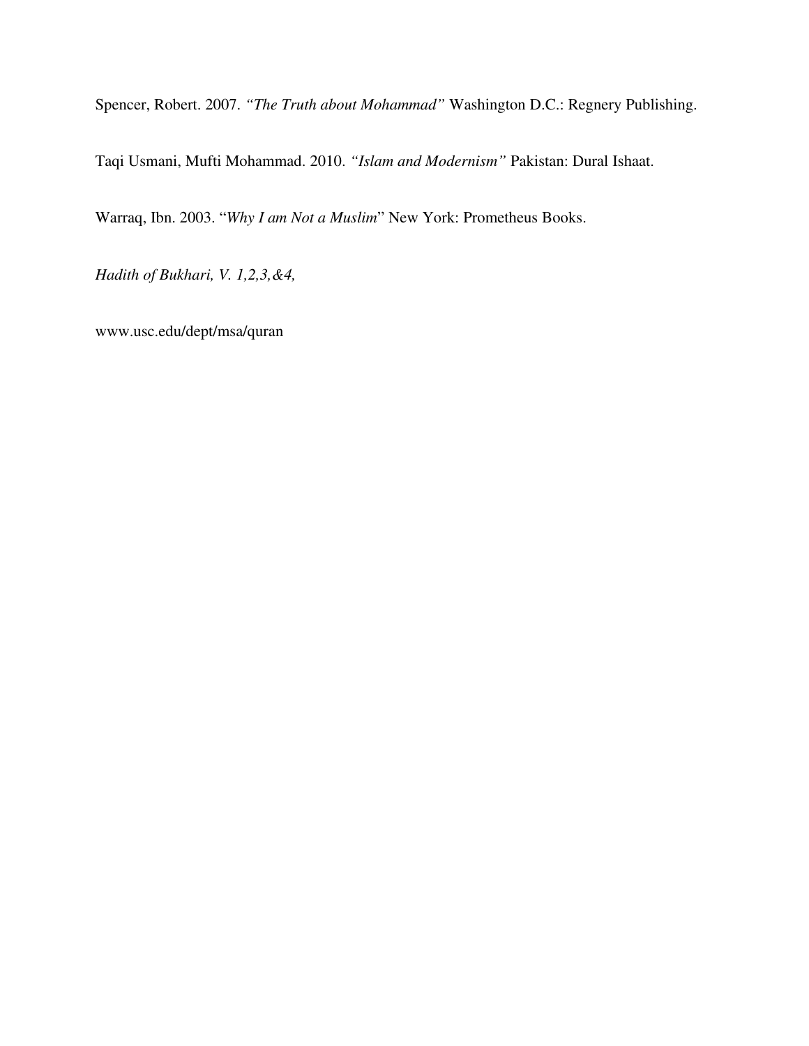Spencer, Robert. 2007. *"The Truth about Mohammad"* Washington D.C.: Regnery Publishing.

Taqi Usmani, Mufti Mohammad. 2010. *"Islam and Modernism"* Pakistan: Dural Ishaat.

Warraq, Ibn. 2003. "*Why I am Not a Muslim*" New York: Prometheus Books.

*Hadith of Bukhari, V. 1,2,3,&4,*

www.usc.edu/dept/msa/quran